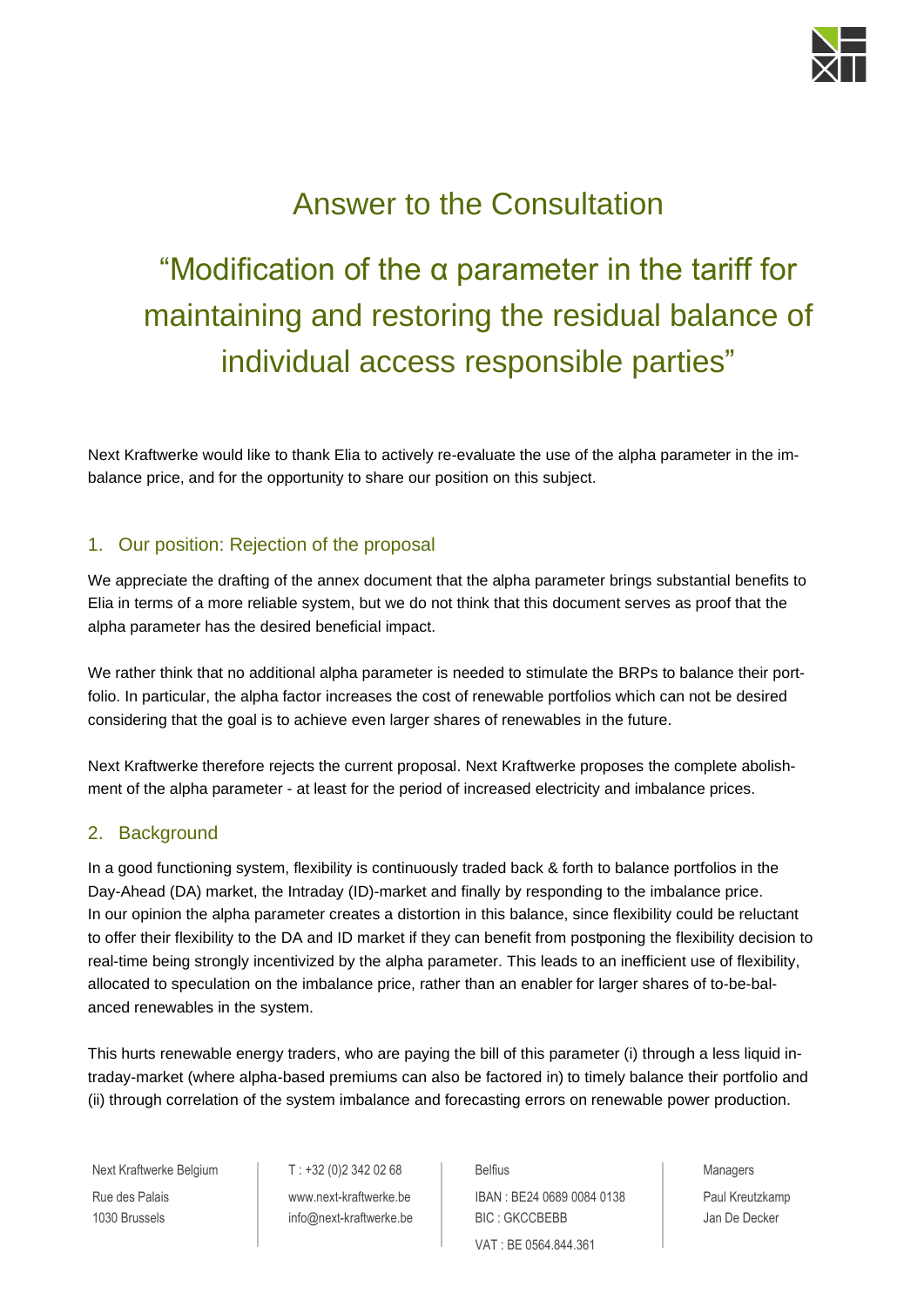# Answer to the Consultation

# "Modification of the α parameter in the tariff for maintaining and restoring the residual balance of individual access responsible parties"

Next Kraftwerke would like to thank Elia to actively re-evaluate the use of the alpha parameter in the imbalance price, and for the opportunity to share our position on this subject.

## 1. Our position: Rejection of the proposal

We appreciate the drafting of the annex document that the alpha parameter brings substantial benefits to Elia in terms of a more reliable system, but we do not think that this document serves as proof that the alpha parameter has the desired beneficial impact.

We rather think that no additional alpha parameter is needed to stimulate the BRPs to balance their portfolio. In particular, the alpha factor increases the cost of renewable portfolios which can not be desired considering that the goal is to achieve even larger shares of renewables in the future.

Next Kraftwerke therefore rejects the current proposal. Next Kraftwerke proposes the complete abolishment of the alpha parameter - at least for the period of increased electricity and imbalance prices.

## 2. Background

In a good functioning system, flexibility is continuously traded back & forth to balance portfolios in the Day-Ahead (DA) market, the Intraday (ID)-market and finally by responding to the imbalance price. In our opinion the alpha parameter creates a distortion in this balance, since flexibility could be reluctant to offer their flexibility to the DA and ID market if they can benefit from postponing the flexibility decision to real-time being strongly incentivized by the alpha parameter. This leads to an inefficient use of flexibility, allocated to speculation on the imbalance price, rather than an enabler for larger shares of to-be-balanced renewables in the system.

This hurts renewable energy traders, who are paying the bill of this parameter (i) through a less liquid intraday-market (where alpha-based premiums can also be factored in) to timely balance their portfolio and (ii) through correlation of the system imbalance and forecasting errors on renewable power production.

Next Kraftwerke Belgium
Rue des Palais
1030 Brussels

T : +32 (0)2 342 02 68
www.next-kraftwerke.be
info@next-kraftwerke.be

Belfius
IBAN : BE24 0689 0084 0138
BIC : GKCCBEBB
VAT : BE 0564.844.361

Managers
Paul Kreutzkamp
Jan De Decker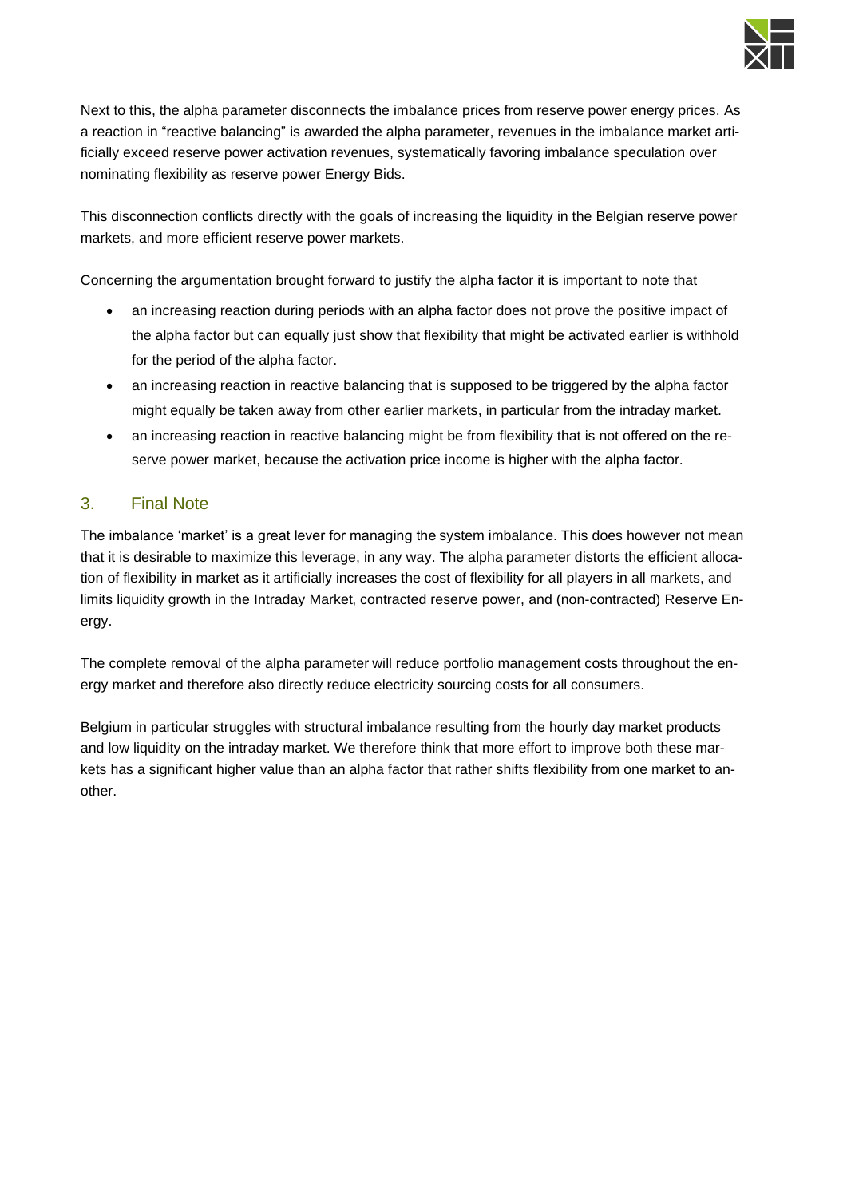Next to this, the alpha parameter disconnects the imbalance prices from reserve power energy prices. As a reaction in "reactive balancing" is awarded the alpha parameter, revenues in the imbalance market artificially exceed reserve power activation revenues, systematically favoring imbalance speculation over nominating flexibility as reserve power Energy Bids.

This disconnection conflicts directly with the goals of increasing the liquidity in the Belgian reserve power markets, and more efficient reserve power markets.

Concerning the argumentation brought forward to justify the alpha factor it is important to note that

- an increasing reaction during periods with an alpha factor does not prove the positive impact of the alpha factor but can equally just show that flexibility that might be activated earlier is withhold for the period of the alpha factor.
- an increasing reaction in reactive balancing that is supposed to be triggered by the alpha factor might equally be taken away from other earlier markets, in particular from the intraday market.
- an increasing reaction in reactive balancing might be from flexibility that is not offered on the reserve power market, because the activation price income is higher with the alpha factor.

## 3. Final Note

The imbalance 'market' is a great lever for managing the system imbalance. This does however not mean that it is desirable to maximize this leverage, in any way. The alpha parameter distorts the efficient allocation of flexibility in market as it artificially increases the cost of flexibility for all players in all markets, and limits liquidity growth in the Intraday Market, contracted reserve power, and (non-contracted) Reserve Energy.

The complete removal of the alpha parameter will reduce portfolio management costs throughout the energy market and therefore also directly reduce electricity sourcing costs for all consumers.

Belgium in particular struggles with structural imbalance resulting from the hourly day market products and low liquidity on the intraday market. We therefore think that more effort to improve both these markets has a significant higher value than an alpha factor that rather shifts flexibility from one market to another.